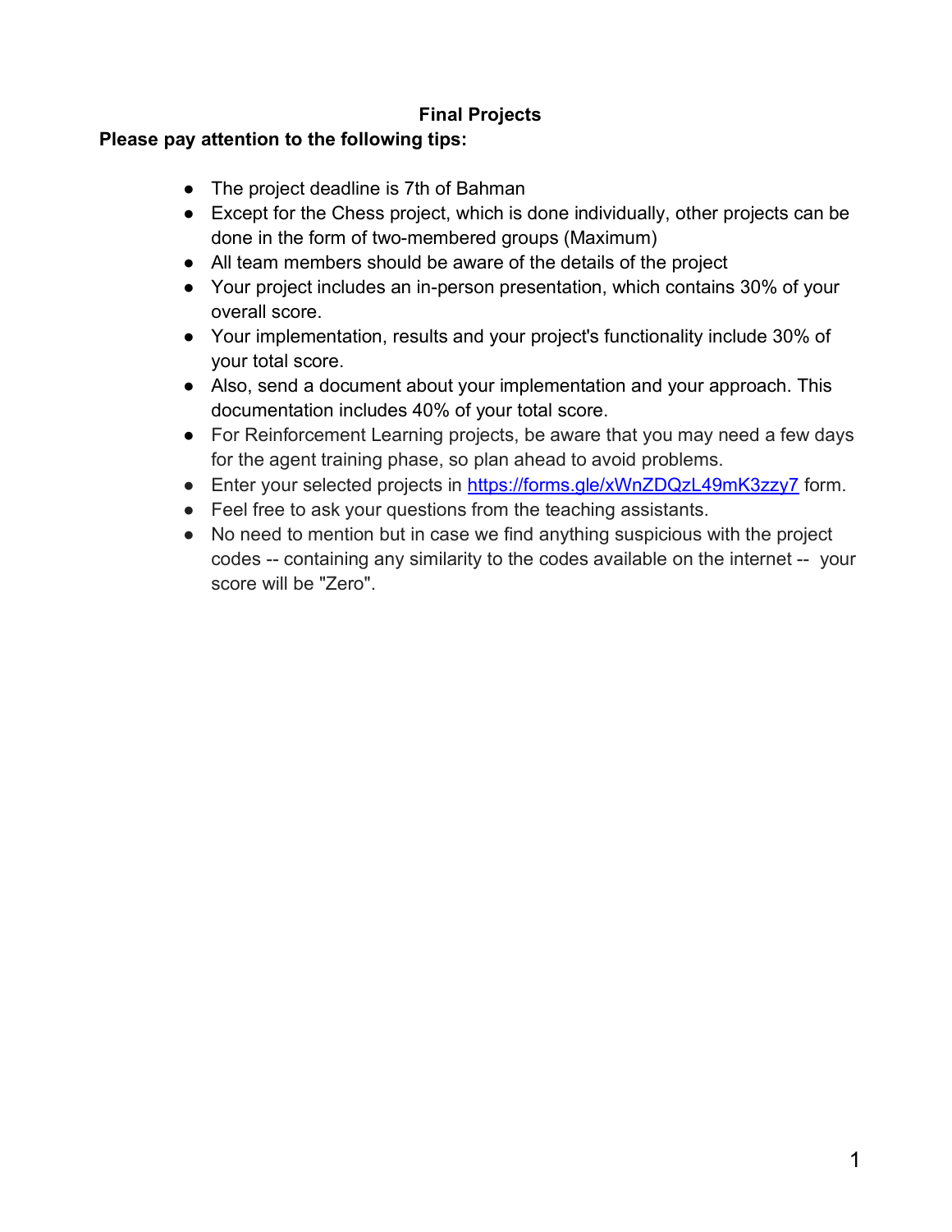# Final Projects

**Please pay attention to the following tips:**

- The project deadline is 7th of Bahman
- Except for the Chess project, which is done individually, other projects can be done in the form of two-membered groups (Maximum)
- All team members should be aware of the details of the project
- Your project includes an in-person presentation, which contains 30% of your overall score.
- Your implementation, results and your project's functionality include 30% of your total score.
- Also, send a document about your implementation and your approach. This documentation includes 40% of your total score.
- For Reinforcement Learning projects, be aware that you may need a few days for the agent training phase, so plan ahead to avoid problems.
- Enter your selected projects in [https://forms.gle/xWnZDQzL49mK3zzy7](https://forms.gle/xWnZDQzL49mK3zzy7) form.
- Feel free to ask your questions from the teaching assistants.
- No need to mention but in case we find anything suspicious with the project codes -- containing any similarity to the codes available on the internet -- your score will be "Zero".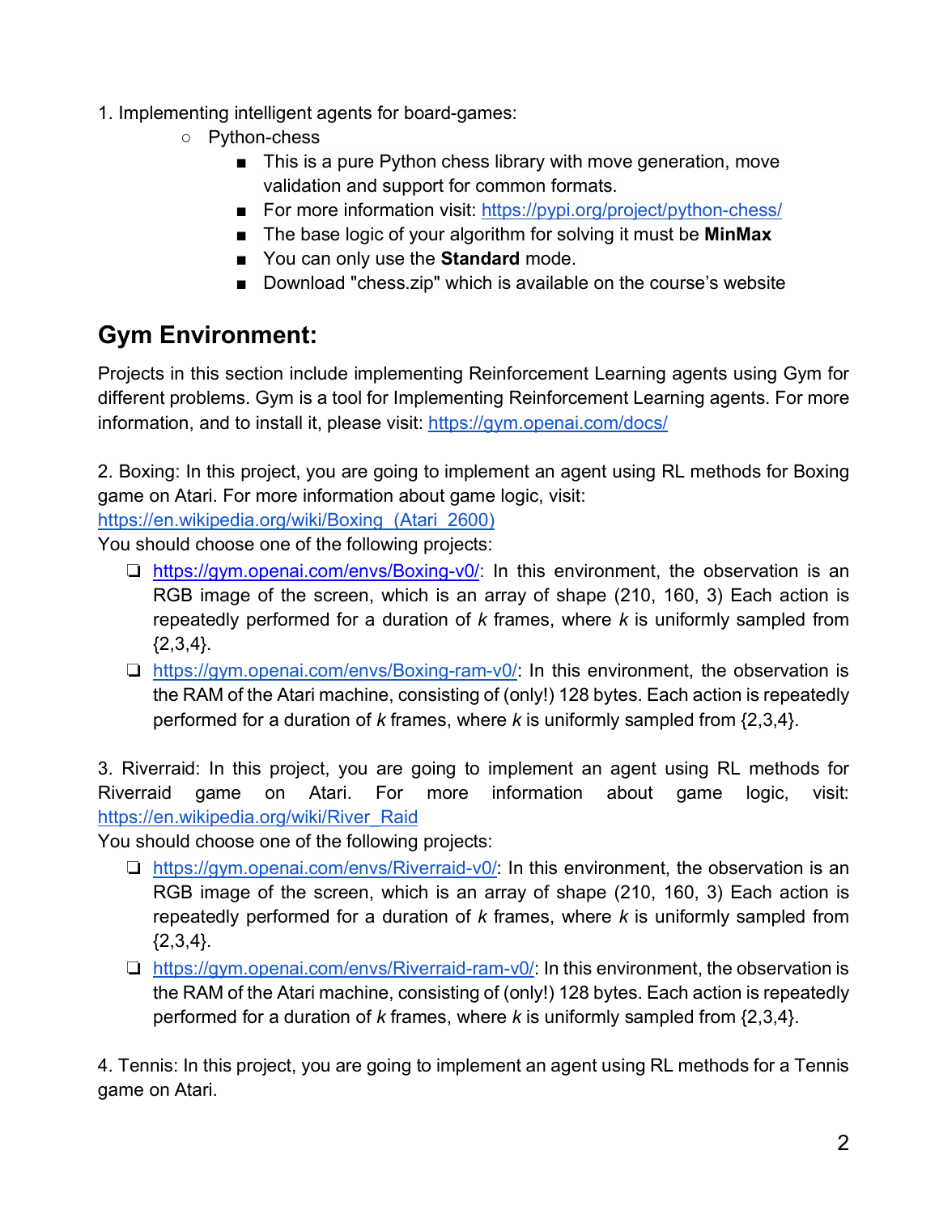1. Implementing intelligent agents for board-games:
    - Python-chess
        - This is a pure Python chess library with move generation, move validation and support for common formats.
        - For more information visit: [https://pypi.org/project/python-chess/](https://pypi.org/project/python-chess/)
        - The base logic of your algorithm for solving it must be **MinMax**
        - You can only use the **Standard** mode.
        - Download "chess.zip" which is available on the course's website

## Gym Environment:

Projects in this section include implementing Reinforcement Learning agents using Gym for different problems. Gym is a tool for Implementing Reinforcement Learning agents. For more information, and to install it, please visit: [https://gym.openai.com/docs/](https://gym.openai.com/docs/)

2. Boxing: In this project, you are going to implement an agent using RL methods for Boxing game on Atari. For more information about game logic, visit: [https://en.wikipedia.org/wiki/Boxing_(Atari_2600)](https://en.wikipedia.org/wiki/Boxing_(Atari_2600))
You should choose one of the following projects:

- [ ] [https://gym.openai.com/envs/Boxing-v0/](https://gym.openai.com/envs/Boxing-v0/): In this environment, the observation is an RGB image of the screen, which is an array of shape (210, 160, 3) Each action is repeatedly performed for a duration of $k$ frames, where $k$ is uniformly sampled from {2,3,4}.
- [ ] [https://gym.openai.com/envs/Boxing-ram-v0/](https://gym.openai.com/envs/Boxing-ram-v0/): In this environment, the observation is the RAM of the Atari machine, consisting of (only!) 128 bytes. Each action is repeatedly performed for a duration of $k$ frames, where $k$ is uniformly sampled from {2,3,4}.

3. Riverraid: In this project, you are going to implement an agent using RL methods for Riverraid game on Atari. For more information about game logic, visit: [https://en.wikipedia.org/wiki/River_Raid](https://en.wikipedia.org/wiki/River_Raid)
You should choose one of the following projects:

- [ ] [https://gym.openai.com/envs/Riverraid-v0/](https://gym.openai.com/envs/Riverraid-v0/): In this environment, the observation is an RGB image of the screen, which is an array of shape (210, 160, 3) Each action is repeatedly performed for a duration of $k$ frames, where $k$ is uniformly sampled from {2,3,4}.
- [ ] [https://gym.openai.com/envs/Riverraid-ram-v0/](https://gym.openai.com/envs/Riverraid-ram-v0/): In this environment, the observation is the RAM of the Atari machine, consisting of (only!) 128 bytes. Each action is repeatedly performed for a duration of $k$ frames, where $k$ is uniformly sampled from {2,3,4}.

4. Tennis: In this project, you are going to implement an agent using RL methods for a Tennis game on Atari.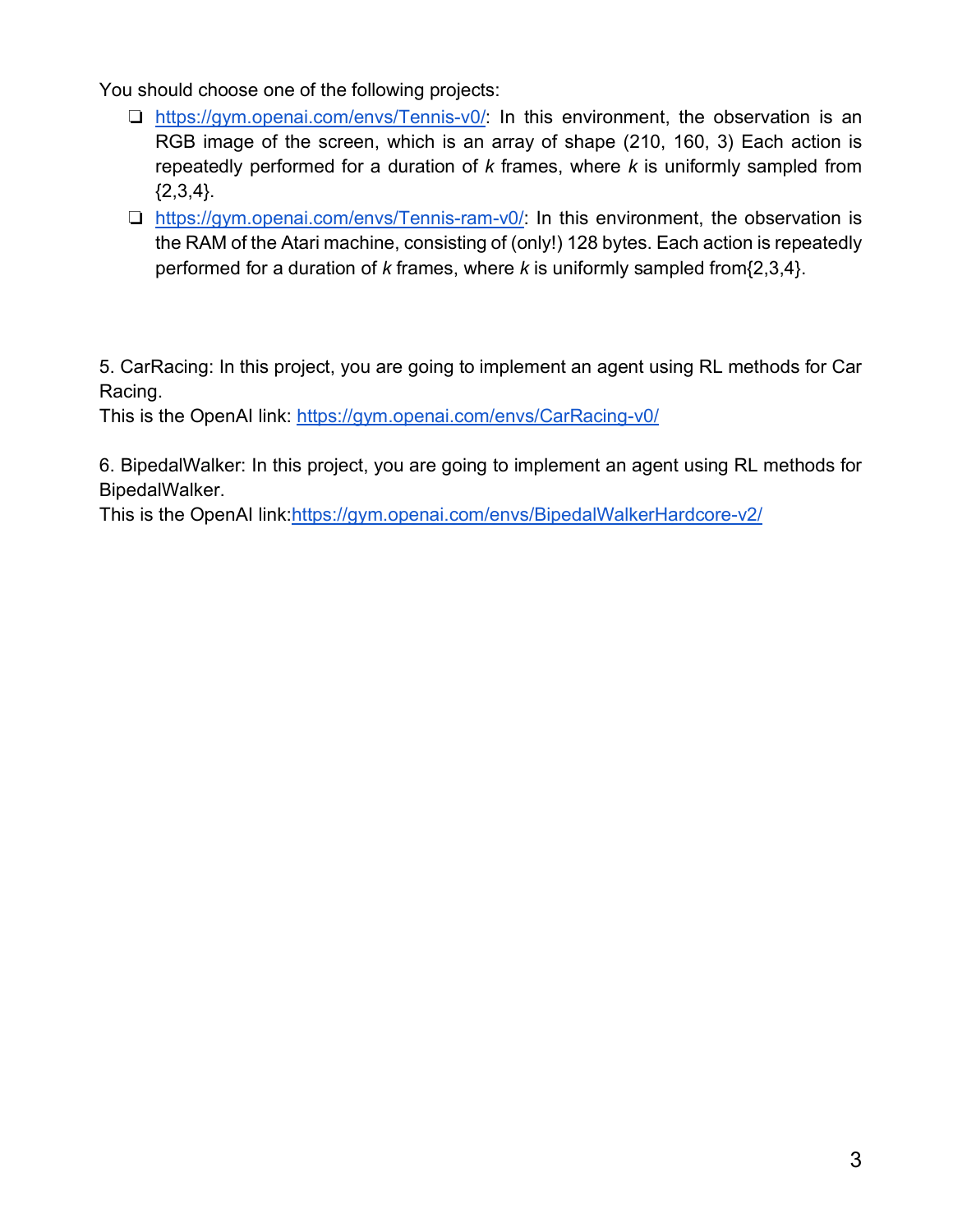You should choose one of the following projects:

- [https://gym.openai.com/envs/Tennis-v0/](https://gym.openai.com/envs/Tennis-v0/): In this environment, the observation is an RGB image of the screen, which is an array of shape (210, 160, 3) Each action is repeatedly performed for a duration of *k* frames, where *k* is uniformly sampled from {2,3,4}.
- [https://gym.openai.com/envs/Tennis-ram-v0/](https://gym.openai.com/envs/Tennis-ram-v0/): In this environment, the observation is the RAM of the Atari machine, consisting of (only!) 128 bytes. Each action is repeatedly performed for a duration of *k* frames, where *k* is uniformly sampled from{2,3,4}.

5. CarRacing: In this project, you are going to implement an agent using RL methods for Car Racing.
This is the OpenAI link: [https://gym.openai.com/envs/CarRacing-v0/](https://gym.openai.com/envs/CarRacing-v0/)

6. BipedalWalker: In this project, you are going to implement an agent using RL methods for BipedalWalker.
This is the OpenAI link:[https://gym.openai.com/envs/BipedalWalkerHardcore-v2/](https://gym.openai.com/envs/BipedalWalkerHardcore-v2/)